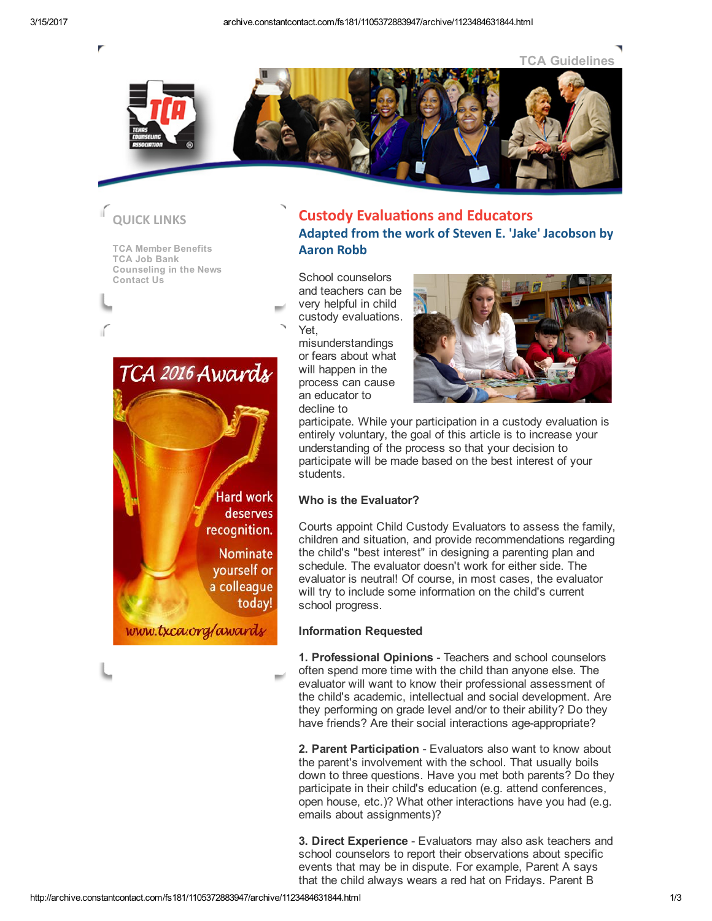TCA Guidelines

## QUICK LINKS

TCA Member Benefits
TCA Job Bank
Counseling in the News
Contact Us

TCA 2016 Awards

Hard work deserves recognition.

Nominate yourself or a colleague today!

www.txca.org/awards

# Custody Evaluations and Educators

## Adapted from the work of Steven E. 'Jake' Jacobson by Aaron Robb

School counselors and teachers can be very helpful in child custody evaluations. Yet, misunderstandings or fears about what will happen in the process can cause an educator to decline to participate. While your participation in a custody evaluation is entirely voluntary, the goal of this article is to increase your understanding of the process so that your decision to participate will be made based on the best interest of your students.

**Who is the Evaluator?**

Courts appoint Child Custody Evaluators to assess the family, children and situation, and provide recommendations regarding the child's "best interest" in designing a parenting plan and schedule. The evaluator doesn't work for either side. The evaluator is neutral! Of course, in most cases, the evaluator will try to include some information on the child's current school progress.

**Information Requested**

**1. Professional Opinions** - Teachers and school counselors often spend more time with the child than anyone else. The evaluator will want to know their professional assessment of the child's academic, intellectual and social development. Are they performing on grade level and/or to their ability? Do they have friends? Are their social interactions age-appropriate?

**2. Parent Participation** - Evaluators also want to know about the parent's involvement with the school. That usually boils down to three questions. Have you met both parents? Do they participate in their child's education (e.g. attend conferences, open house, etc.)? What other interactions have you had (e.g. emails about assignments)?

**3. Direct Experience** - Evaluators may also ask teachers and school counselors to report their observations about specific events that may be in dispute. For example, Parent A says that the child always wears a red hat on Fridays. Parent B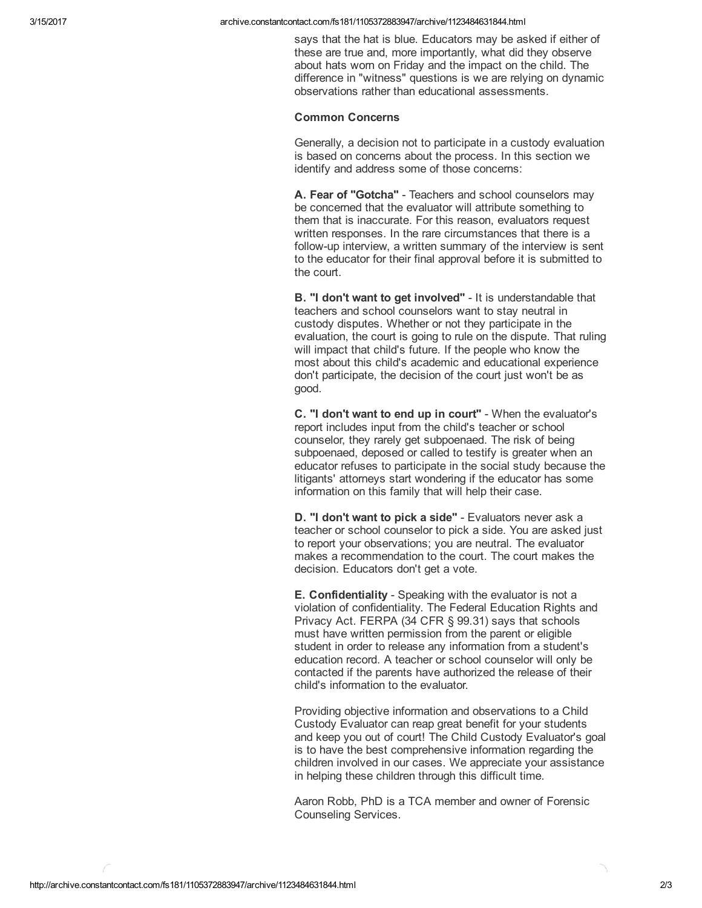says that the hat is blue. Educators may be asked if either of these are true and, more importantly, what did they observe about hats worn on Friday and the impact on the child. The difference in "witness" questions is we are relying on dynamic observations rather than educational assessments.

**Common Concerns**

Generally, a decision not to participate in a custody evaluation is based on concerns about the process. In this section we identify and address some of those concerns:

**A. Fear of "Gotcha"** - Teachers and school counselors may be concerned that the evaluator will attribute something to them that is inaccurate. For this reason, evaluators request written responses. In the rare circumstances that there is a follow-up interview, a written summary of the interview is sent to the educator for their final approval before it is submitted to the court.

**B. "I don't want to get involved"** - It is understandable that teachers and school counselors want to stay neutral in custody disputes. Whether or not they participate in the evaluation, the court is going to rule on the dispute. That ruling will impact that child's future. If the people who know the most about this child's academic and educational experience don't participate, the decision of the court just won't be as good.

**C. "I don't want to end up in court"** - When the evaluator's report includes input from the child's teacher or school counselor, they rarely get subpoenaed. The risk of being subpoenaed, deposed or called to testify is greater when an educator refuses to participate in the social study because the litigants' attorneys start wondering if the educator has some information on this family that will help their case.

**D. "I don't want to pick a side"** - Evaluators never ask a teacher or school counselor to pick a side. You are asked just to report your observations; you are neutral. The evaluator makes a recommendation to the court. The court makes the decision. Educators don't get a vote.

**E. Confidentiality** - Speaking with the evaluator is not a violation of confidentiality. The Federal Education Rights and Privacy Act. FERPA (34 CFR § 99.31) says that schools must have written permission from the parent or eligible student in order to release any information from a student's education record. A teacher or school counselor will only be contacted if the parents have authorized the release of their child's information to the evaluator.

Providing objective information and observations to a Child Custody Evaluator can reap great benefit for your students and keep you out of court! The Child Custody Evaluator's goal is to have the best comprehensive information regarding the children involved in our cases. We appreciate your assistance in helping these children through this difficult time.

Aaron Robb, PhD is a TCA member and owner of Forensic Counseling Services.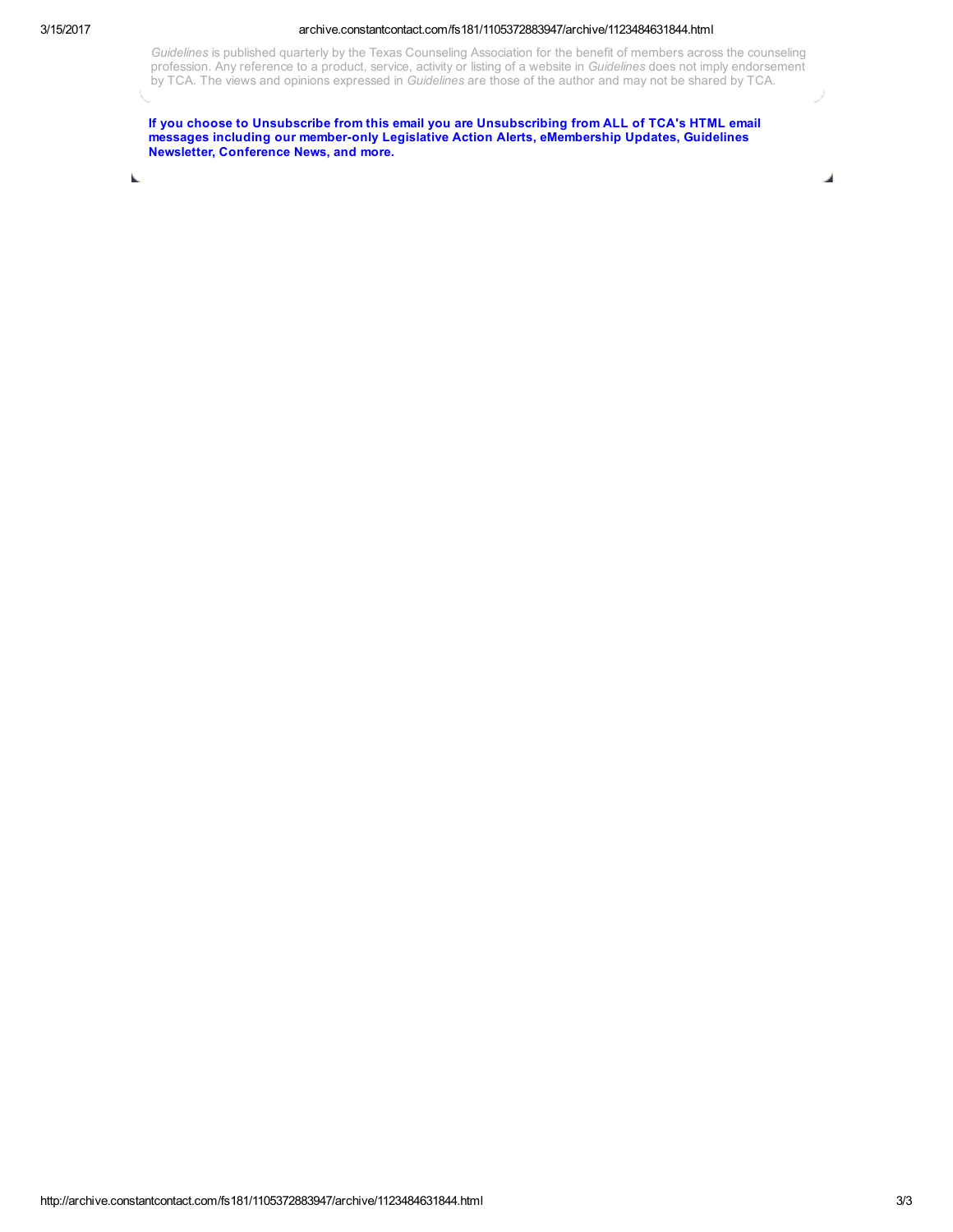*Guidelines* is published quarterly by the Texas Counseling Association for the benefit of members across the counseling profession. Any reference to a product, service, activity or listing of a website in *Guidelines* does not imply endorsement by TCA. The views and opinions expressed in *Guidelines* are those of the author and may not be shared by TCA.

**If you choose to Unsubscribe from this email you are Unsubscribing from ALL of TCA's HTML email messages including our member-only Legislative Action Alerts, eMembership Updates, Guidelines Newsletter, Conference News, and more.**